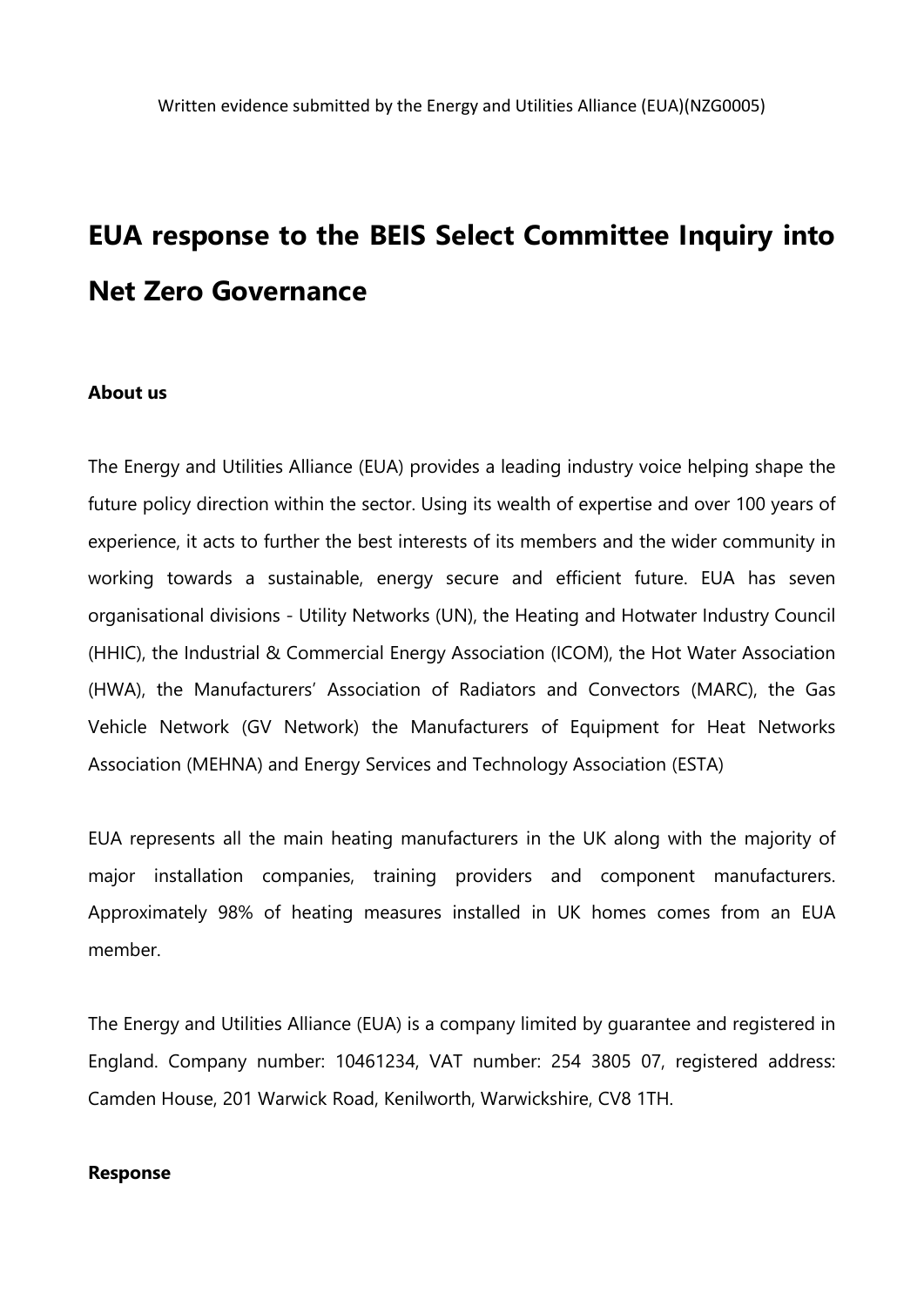Written evidence submitted by the Energy and Utilities Alliance (EUA)(NZG0005)

# EUA response to the BEIS Select Committee Inquiry into Net Zero Governance

**About us**

The Energy and Utilities Alliance (EUA) provides a leading industry voice helping shape the future policy direction within the sector. Using its wealth of expertise and over 100 years of experience, it acts to further the best interests of its members and the wider community in working towards a sustainable, energy secure and efficient future. EUA has seven organisational divisions - Utility Networks (UN), the Heating and Hotwater Industry Council (HHIC), the Industrial & Commercial Energy Association (ICOM), the Hot Water Association (HWA), the Manufacturers' Association of Radiators and Convectors (MARC), the Gas Vehicle Network (GV Network) the Manufacturers of Equipment for Heat Networks Association (MEHNA) and Energy Services and Technology Association (ESTA)

EUA represents all the main heating manufacturers in the UK along with the majority of major installation companies, training providers and component manufacturers. Approximately 98% of heating measures installed in UK homes comes from an EUA member.

The Energy and Utilities Alliance (EUA) is a company limited by guarantee and registered in England. Company number: 10461234, VAT number: 254 3805 07, registered address: Camden House, 201 Warwick Road, Kenilworth, Warwickshire, CV8 1TH.

**Response**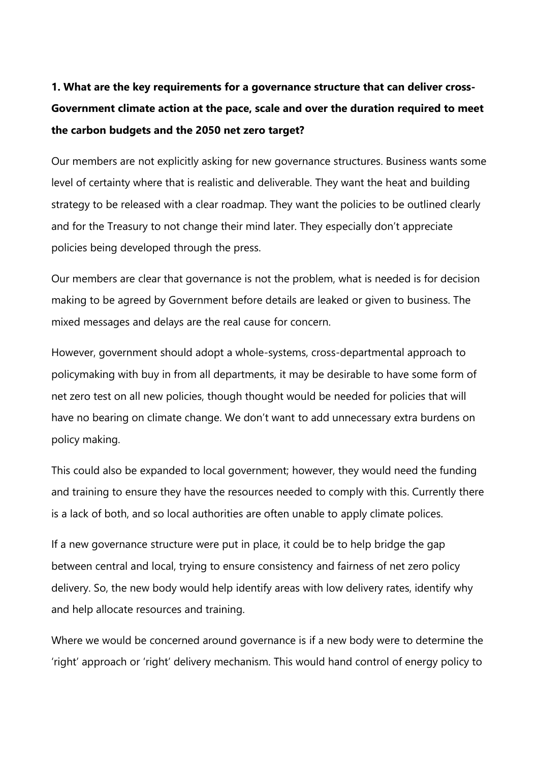**1. What are the key requirements for a governance structure that can deliver cross-Government climate action at the pace, scale and over the duration required to meet the carbon budgets and the 2050 net zero target?**

Our members are not explicitly asking for new governance structures. Business wants some level of certainty where that is realistic and deliverable. They want the heat and building strategy to be released with a clear roadmap. They want the policies to be outlined clearly and for the Treasury to not change their mind later. They especially don't appreciate policies being developed through the press.

Our members are clear that governance is not the problem, what is needed is for decision making to be agreed by Government before details are leaked or given to business. The mixed messages and delays are the real cause for concern.

However, government should adopt a whole-systems, cross-departmental approach to policymaking with buy in from all departments, it may be desirable to have some form of net zero test on all new policies, though thought would be needed for policies that will have no bearing on climate change. We don't want to add unnecessary extra burdens on policy making.

This could also be expanded to local government; however, they would need the funding and training to ensure they have the resources needed to comply with this. Currently there is a lack of both, and so local authorities are often unable to apply climate polices.

If a new governance structure were put in place, it could be to help bridge the gap between central and local, trying to ensure consistency and fairness of net zero policy delivery. So, the new body would help identify areas with low delivery rates, identify why and help allocate resources and training.

Where we would be concerned around governance is if a new body were to determine the 'right' approach or 'right' delivery mechanism. This would hand control of energy policy to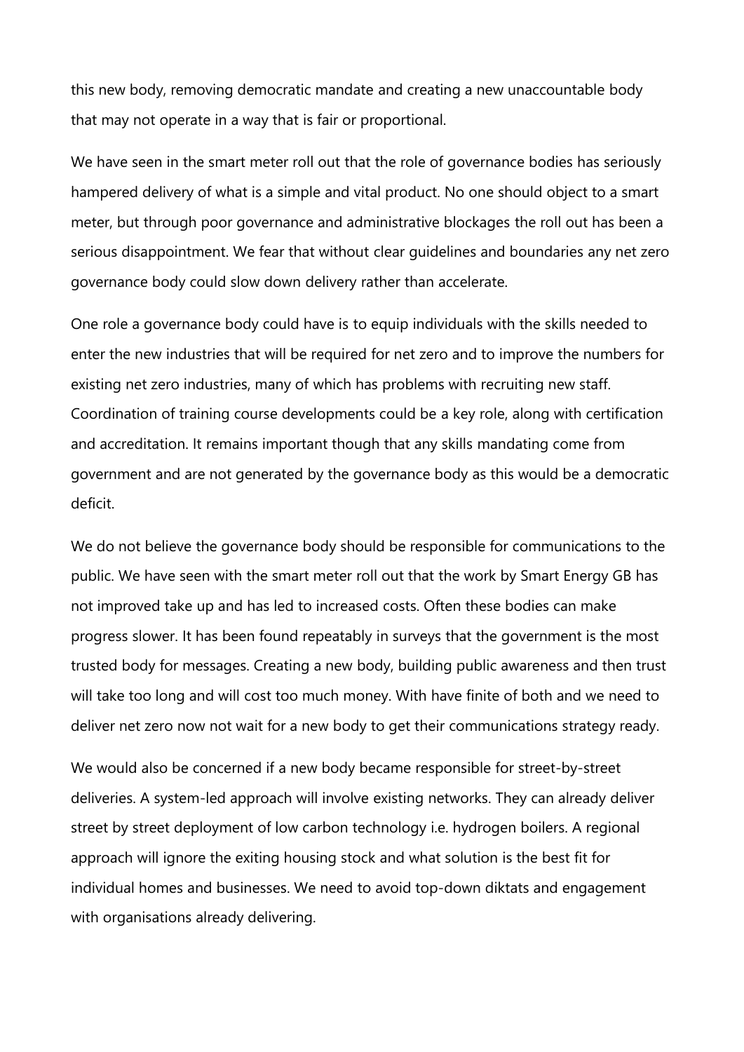this new body, removing democratic mandate and creating a new unaccountable body that may not operate in a way that is fair or proportional.

We have seen in the smart meter roll out that the role of governance bodies has seriously hampered delivery of what is a simple and vital product. No one should object to a smart meter, but through poor governance and administrative blockages the roll out has been a serious disappointment. We fear that without clear guidelines and boundaries any net zero governance body could slow down delivery rather than accelerate.

One role a governance body could have is to equip individuals with the skills needed to enter the new industries that will be required for net zero and to improve the numbers for existing net zero industries, many of which has problems with recruiting new staff. Coordination of training course developments could be a key role, along with certification and accreditation. It remains important though that any skills mandating come from government and are not generated by the governance body as this would be a democratic deficit.

We do not believe the governance body should be responsible for communications to the public. We have seen with the smart meter roll out that the work by Smart Energy GB has not improved take up and has led to increased costs. Often these bodies can make progress slower. It has been found repeatably in surveys that the government is the most trusted body for messages. Creating a new body, building public awareness and then trust will take too long and will cost too much money. With have finite of both and we need to deliver net zero now not wait for a new body to get their communications strategy ready.

We would also be concerned if a new body became responsible for street-by-street deliveries. A system-led approach will involve existing networks. They can already deliver street by street deployment of low carbon technology i.e. hydrogen boilers. A regional approach will ignore the exiting housing stock and what solution is the best fit for individual homes and businesses. We need to avoid top-down diktats and engagement with organisations already delivering.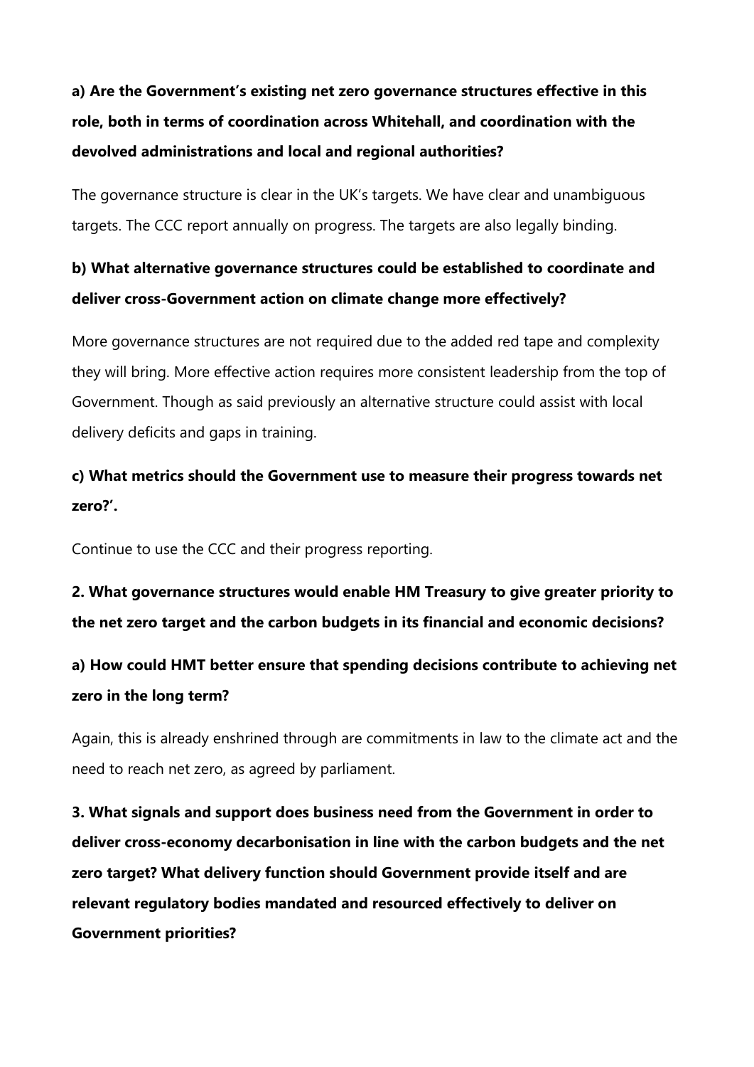**a) Are the Government's existing net zero governance structures effective in this role, both in terms of coordination across Whitehall, and coordination with the devolved administrations and local and regional authorities?**

The governance structure is clear in the UK's targets. We have clear and unambiguous targets. The CCC report annually on progress. The targets are also legally binding.

**b) What alternative governance structures could be established to coordinate and deliver cross-Government action on climate change more effectively?**

More governance structures are not required due to the added red tape and complexity they will bring. More effective action requires more consistent leadership from the top of Government. Though as said previously an alternative structure could assist with local delivery deficits and gaps in training.

**c) What metrics should the Government use to measure their progress towards net zero?'.**

Continue to use the CCC and their progress reporting.

**2. What governance structures would enable HM Treasury to give greater priority to the net zero target and the carbon budgets in its financial and economic decisions?**

**a) How could HMT better ensure that spending decisions contribute to achieving net zero in the long term?**

Again, this is already enshrined through are commitments in law to the climate act and the need to reach net zero, as agreed by parliament.

**3. What signals and support does business need from the Government in order to deliver cross-economy decarbonisation in line with the carbon budgets and the net zero target? What delivery function should Government provide itself and are relevant regulatory bodies mandated and resourced effectively to deliver on Government priorities?**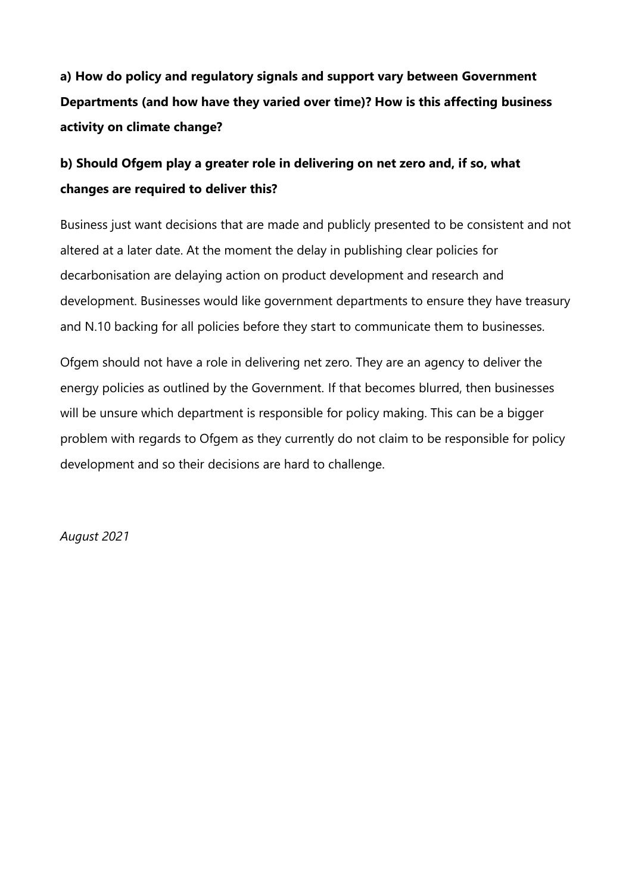**a) How do policy and regulatory signals and support vary between Government Departments (and how have they varied over time)? How is this affecting business activity on climate change?**

**b) Should Ofgem play a greater role in delivering on net zero and, if so, what changes are required to deliver this?**

Business just want decisions that are made and publicly presented to be consistent and not altered at a later date. At the moment the delay in publishing clear policies for decarbonisation are delaying action on product development and research and development. Businesses would like government departments to ensure they have treasury and N.10 backing for all policies before they start to communicate them to businesses.

Ofgem should not have a role in delivering net zero. They are an agency to deliver the energy policies as outlined by the Government. If that becomes blurred, then businesses will be unsure which department is responsible for policy making. This can be a bigger problem with regards to Ofgem as they currently do not claim to be responsible for policy development and so their decisions are hard to challenge.

*August 2021*